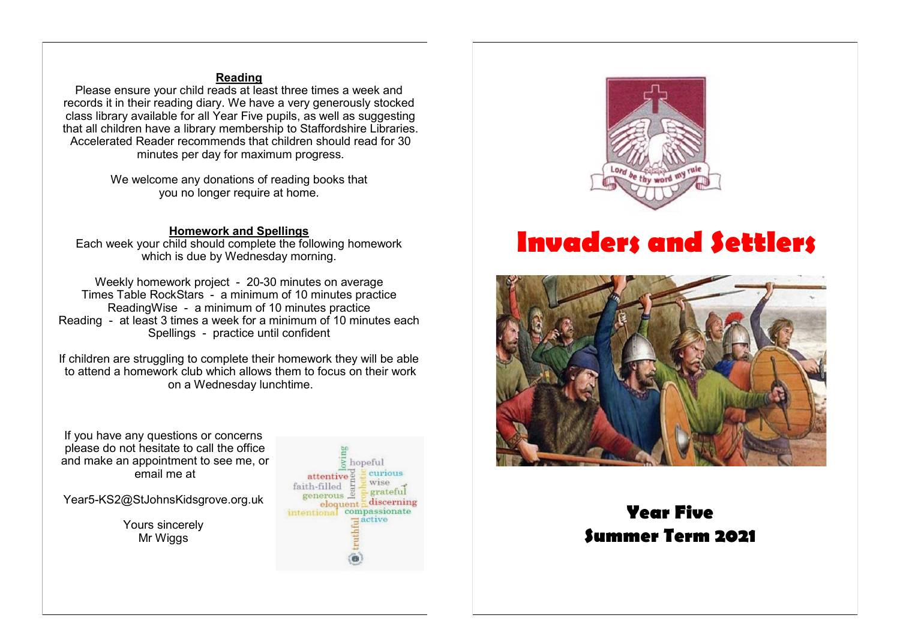## Reading

Please ensure your child reads at least three times a week and records it in their reading diary. We have a very generously stocked class library available for all Year Five pupils, as well as suggesting that all children have a library membership to Staffordshire Libraries. Accelerated Reader recommends that children should read for 30 minutes per day for maximum progress.

We welcome any donations of reading books that you no longer require at home.

## Homework and Spellings

Each week your child should complete the following homework which is due by Wednesday morning.

Weekly homework project - 20-30 minutes on average
Times Table RockStars - a minimum of 10 minutes practice
ReadingWise - a minimum of 10 minutes practice
Reading - at least 3 times a week for a minimum of 10 minutes each
Spellings - practice until confident

If children are struggling to complete their homework they will be able to attend a homework club which allows them to focus on their work on a Wednesday lunchtime.

If you have any questions or concerns please do not hesitate to call the office and make an appointment to see me, or email me at

Year5-KS2@StJohnsKidsgrove.org.uk

Yours sincerely
Mr Wiggs

loving hopeful attentive learned curious faith-filled prophetic wise generous grateful eloquent discerning intentional compassionate active truthful

Lord be thy word my rule

# Invaders and Settlers

## Year Five
## Summer Term 2021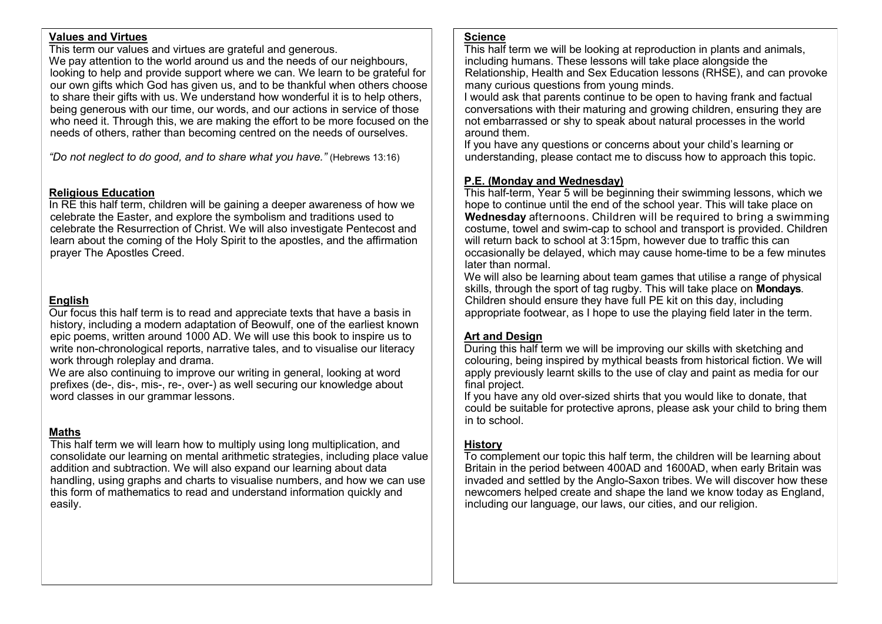## Values and Virtues

This term our values and virtues are grateful and generous.

We pay attention to the world around us and the needs of our neighbours, looking to help and provide support where we can. We learn to be grateful for our own gifts which God has given us, and to be thankful when others choose to share their gifts with us. We understand how wonderful it is to help others, being generous with our time, our words, and our actions in service of those who need it. Through this, we are making the effort to be more focused on the needs of others, rather than becoming centred on the needs of ourselves.

*"Do not neglect to do good, and to share what you have."* (Hebrews 13:16)

## Religious Education

In RE this half term, children will be gaining a deeper awareness of how we celebrate the Easter, and explore the symbolism and traditions used to celebrate the Resurrection of Christ. We will also investigate Pentecost and learn about the coming of the Holy Spirit to the apostles, and the affirmation prayer The Apostles Creed.

## English

Our focus this half term is to read and appreciate texts that have a basis in history, including a modern adaptation of Beowulf, one of the earliest known epic poems, written around 1000 AD. We will use this book to inspire us to write non-chronological reports, narrative tales, and to visualise our literacy work through roleplay and drama.

We are also continuing to improve our writing in general, looking at word prefixes (de-, dis-, mis-, re-, over-) as well securing our knowledge about word classes in our grammar lessons.

## Maths

This half term we will learn how to multiply using long multiplication, and consolidate our learning on mental arithmetic strategies, including place value addition and subtraction. We will also expand our learning about data handling, using graphs and charts to visualise numbers, and how we can use this form of mathematics to read and understand information quickly and easily.

## Science

This half term we will be looking at reproduction in plants and animals, including humans. These lessons will take place alongside the Relationship, Health and Sex Education lessons (RHSE), and can provoke many curious questions from young minds.

I would ask that parents continue to be open to having frank and factual conversations with their maturing and growing children, ensuring they are not embarrassed or shy to speak about natural processes in the world around them.

If you have any questions or concerns about your child's learning or understanding, please contact me to discuss how to approach this topic.

## P.E. (Monday and Wednesday)

This half-term, Year 5 will be beginning their swimming lessons, which we hope to continue until the end of the school year. This will take place on **Wednesday** afternoons. Children will be required to bring a swimming costume, towel and swim-cap to school and transport is provided. Children will return back to school at 3:15pm, however due to traffic this can occasionally be delayed, which may cause home-time to be a few minutes later than normal.

We will also be learning about team games that utilise a range of physical skills, through the sport of tag rugby. This will take place on **Mondays**. Children should ensure they have full PE kit on this day, including appropriate footwear, as I hope to use the playing field later in the term.

## Art and Design

During this half term we will be improving our skills with sketching and colouring, being inspired by mythical beasts from historical fiction. We will apply previously learnt skills to the use of clay and paint as media for our final project.

If you have any old over-sized shirts that you would like to donate, that could be suitable for protective aprons, please ask your child to bring them in to school.

## History

To complement our topic this half term, the children will be learning about Britain in the period between 400AD and 1600AD, when early Britain was invaded and settled by the Anglo-Saxon tribes. We will discover how these newcomers helped create and shape the land we know today as England, including our language, our laws, our cities, and our religion.